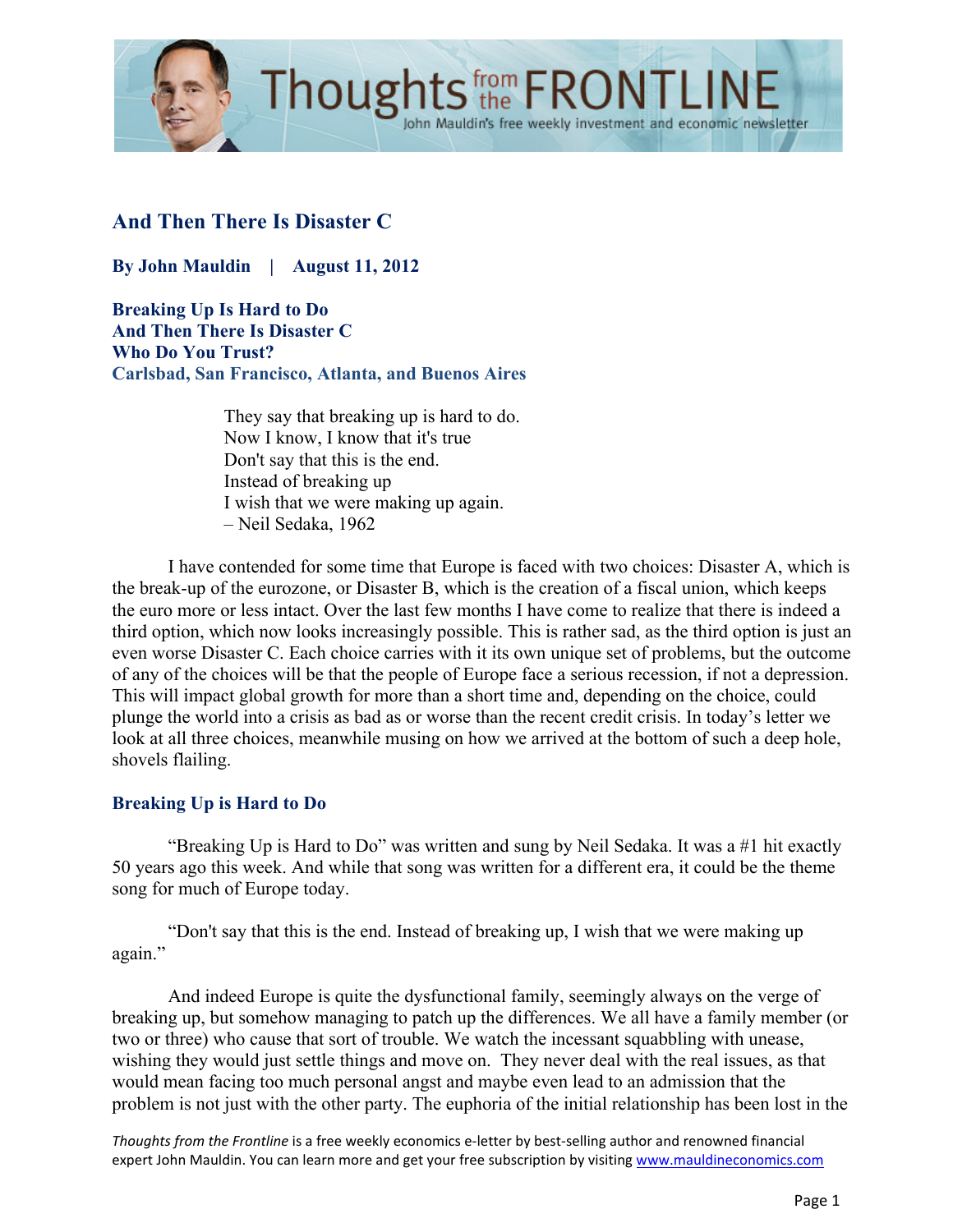# And Then There Is Disaster C

**By John Mauldin | August 11, 2012**

**Breaking Up Is Hard to Do**
**And Then There Is Disaster C**
**Who Do You Trust?**
**Carlsbad, San Francisco, Atlanta, and Buenos Aires**

> They say that breaking up is hard to do.
> Now I know, I know that it's true
> Don't say that this is the end.
> Instead of breaking up
> I wish that we were making up again.
> – Neil Sedaka, 1962

I have contended for some time that Europe is faced with two choices: Disaster A, which is the break-up of the eurozone, or Disaster B, which is the creation of a fiscal union, which keeps the euro more or less intact. Over the last few months I have come to realize that there is indeed a third option, which now looks increasingly possible. This is rather sad, as the third option is just an even worse Disaster C. Each choice carries with it its own unique set of problems, but the outcome of any of the choices will be that the people of Europe face a serious recession, if not a depression. This will impact global growth for more than a short time and, depending on the choice, could plunge the world into a crisis as bad as or worse than the recent credit crisis. In today's letter we look at all three choices, meanwhile musing on how we arrived at the bottom of such a deep hole, shovels flailing.

## Breaking Up is Hard to Do

"Breaking Up is Hard to Do" was written and sung by Neil Sedaka. It was a #1 hit exactly 50 years ago this week. And while that song was written for a different era, it could be the theme song for much of Europe today.

"Don't say that this is the end. Instead of breaking up, I wish that we were making up again."

And indeed Europe is quite the dysfunctional family, seemingly always on the verge of breaking up, but somehow managing to patch up the differences. We all have a family member (or two or three) who cause that sort of trouble. We watch the incessant squabbling with unease, wishing they would just settle things and move on. They never deal with the real issues, as that would mean facing too much personal angst and maybe even lead to an admission that the problem is not just with the other party. The euphoria of the initial relationship has been lost in the

*Thoughts from the Frontline* is a free weekly economics e-letter by best-selling author and renowned financial expert John Mauldin. You can learn more and get your free subscription by visiting www.mauldineconomics.com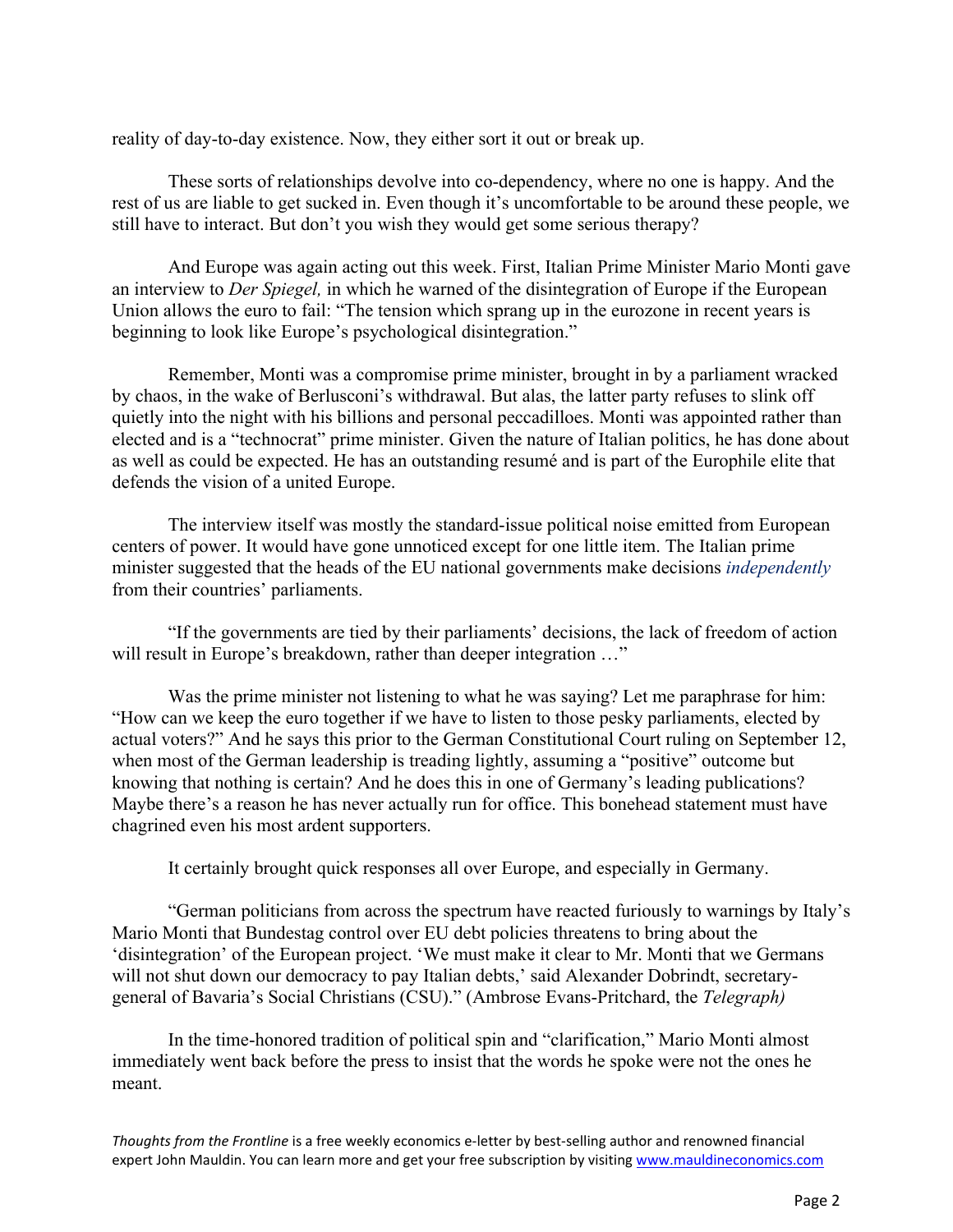reality of day-to-day existence. Now, they either sort it out or break up.

These sorts of relationships devolve into co-dependency, where no one is happy. And the rest of us are liable to get sucked in. Even though it's uncomfortable to be around these people, we still have to interact. But don't you wish they would get some serious therapy?

And Europe was again acting out this week. First, Italian Prime Minister Mario Monti gave an interview to *Der Spiegel,* in which he warned of the disintegration of Europe if the European Union allows the euro to fail: "The tension which sprang up in the eurozone in recent years is beginning to look like Europe's psychological disintegration."

Remember, Monti was a compromise prime minister, brought in by a parliament wracked by chaos, in the wake of Berlusconi's withdrawal. But alas, the latter party refuses to slink off quietly into the night with his billions and personal peccadilloes. Monti was appointed rather than elected and is a "technocrat" prime minister. Given the nature of Italian politics, he has done about as well as could be expected. He has an outstanding resumé and is part of the Europhile elite that defends the vision of a united Europe.

The interview itself was mostly the standard-issue political noise emitted from European centers of power. It would have gone unnoticed except for one little item. The Italian prime minister suggested that the heads of the EU national governments make decisions *independently* from their countries' parliaments.

"If the governments are tied by their parliaments' decisions, the lack of freedom of action will result in Europe's breakdown, rather than deeper integration …"

Was the prime minister not listening to what he was saying? Let me paraphrase for him: "How can we keep the euro together if we have to listen to those pesky parliaments, elected by actual voters?" And he says this prior to the German Constitutional Court ruling on September 12, when most of the German leadership is treading lightly, assuming a "positive" outcome but knowing that nothing is certain? And he does this in one of Germany's leading publications? Maybe there's a reason he has never actually run for office. This bonehead statement must have chagrined even his most ardent supporters.

It certainly brought quick responses all over Europe, and especially in Germany.

"German politicians from across the spectrum have reacted furiously to warnings by Italy's Mario Monti that Bundestag control over EU debt policies threatens to bring about the 'disintegration' of the European project. 'We must make it clear to Mr. Monti that we Germans will not shut down our democracy to pay Italian debts,' said Alexander Dobrindt, secretary-general of Bavaria's Social Christians (CSU)." (Ambrose Evans-Pritchard, the *Telegraph)*

In the time-honored tradition of political spin and "clarification," Mario Monti almost immediately went back before the press to insist that the words he spoke were not the ones he meant.

*Thoughts from the Frontline* is a free weekly economics e-letter by best-selling author and renowned financial expert John Mauldin. You can learn more and get your free subscription by visiting www.mauldineconomics.com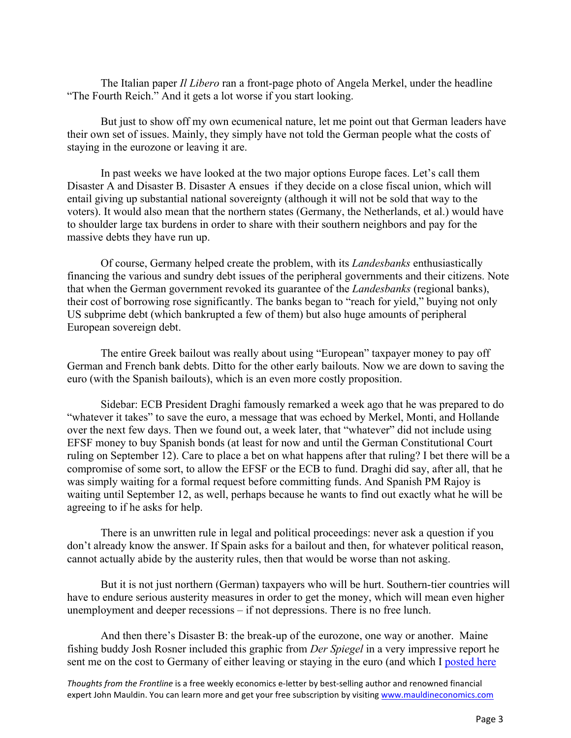The Italian paper *Il Libero* ran a front-page photo of Angela Merkel, under the headline "The Fourth Reich." And it gets a lot worse if you start looking.

But just to show off my own ecumenical nature, let me point out that German leaders have their own set of issues. Mainly, they simply have not told the German people what the costs of staying in the eurozone or leaving it are.

In past weeks we have looked at the two major options Europe faces. Let's call them Disaster A and Disaster B. Disaster A ensues if they decide on a close fiscal union, which will entail giving up substantial national sovereignty (although it will not be sold that way to the voters). It would also mean that the northern states (Germany, the Netherlands, et al.) would have to shoulder large tax burdens in order to share with their southern neighbors and pay for the massive debts they have run up.

Of course, Germany helped create the problem, with its *Landesbanks* enthusiastically financing the various and sundry debt issues of the peripheral governments and their citizens. Note that when the German government revoked its guarantee of the *Landesbanks* (regional banks), their cost of borrowing rose significantly. The banks began to "reach for yield," buying not only US subprime debt (which bankrupted a few of them) but also huge amounts of peripheral European sovereign debt.

The entire Greek bailout was really about using "European" taxpayer money to pay off German and French bank debts. Ditto for the other early bailouts. Now we are down to saving the euro (with the Spanish bailouts), which is an even more costly proposition.

Sidebar: ECB President Draghi famously remarked a week ago that he was prepared to do "whatever it takes" to save the euro, a message that was echoed by Merkel, Monti, and Hollande over the next few days. Then we found out, a week later, that "whatever" did not include using EFSF money to buy Spanish bonds (at least for now and until the German Constitutional Court ruling on September 12). Care to place a bet on what happens after that ruling? I bet there will be a compromise of some sort, to allow the EFSF or the ECB to fund. Draghi did say, after all, that he was simply waiting for a formal request before committing funds. And Spanish PM Rajoy is waiting until September 12, as well, perhaps because he wants to find out exactly what he will be agreeing to if he asks for help.

There is an unwritten rule in legal and political proceedings: never ask a question if you don't already know the answer. If Spain asks for a bailout and then, for whatever political reason, cannot actually abide by the austerity rules, then that would be worse than not asking.

But it is not just northern (German) taxpayers who will be hurt. Southern-tier countries will have to endure serious austerity measures in order to get the money, which will mean even higher unemployment and deeper recessions – if not depressions. There is no free lunch.

And then there's Disaster B: the break-up of the eurozone, one way or another. Maine fishing buddy Josh Rosner included this graphic from *Der Spiegel* in a very impressive report he sent me on the cost to Germany of either leaving or staying in the euro (and which I posted here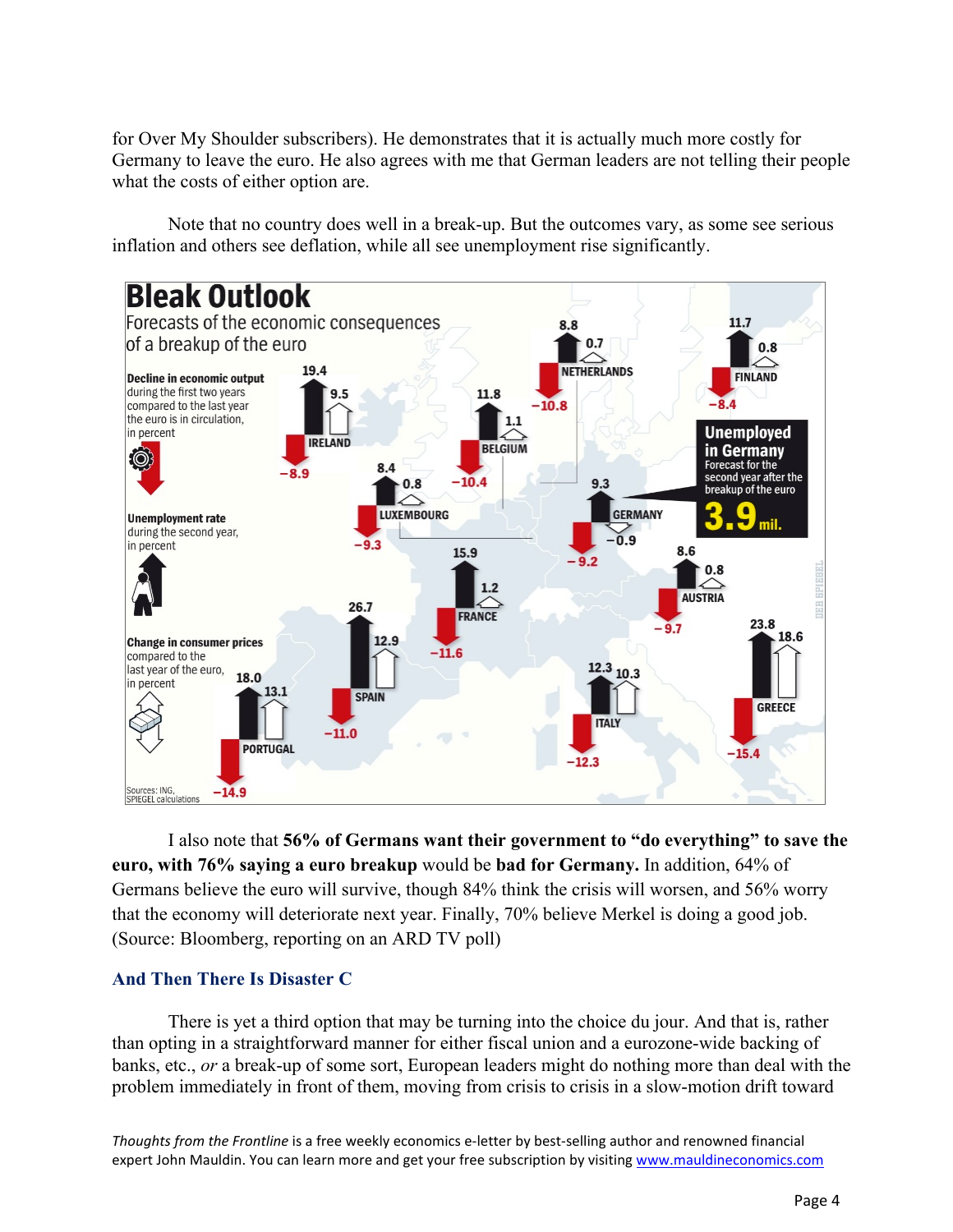for Over My Shoulder subscribers). He demonstrates that it is actually much more costly for Germany to leave the euro. He also agrees with me that German leaders are not telling their people what the costs of either option are.

Note that no country does well in a break-up. But the outcomes vary, as some see serious inflation and others see deflation, while all see unemployment rise significantly.

**Bleak Outlook**

Forecasts of the economic consequences of a breakup of the euro

| Country | Decline in economic output during the first two years compared to the last year the euro is in circulation, in percent | Unemployment rate during the second year, in percent | Change in consumer prices compared to the last year of the euro, in percent |
|---|---|---|---|
| Ireland | −8.9 | 19.4 | 9.5 |
| Netherlands | −10.8 | 8.8 | 0.7 |
| Finland | −8.4 | 11.7 | 0.8 |
| Belgium | −10.4 | 11.8 | 1.1 |
| Luxembourg | −9.3 | 8.4 | 0.8 |
| Germany | −9.2 | 9.3 | −0.9 |
| France | −11.6 | 15.9 | 1.2 |
| Austria | −9.7 | 8.6 | 0.8 |
| Spain | −11.0 | 26.7 | 12.9 |
| Portugal | −14.9 | 18.0 | 13.1 |
| Italy | −12.3 | 12.3 | 10.3 |
| Greece | −15.4 | 23.8 | 18.6 |

**Unemployed in Germany** — Forecast for the second year after the breakup of the euro: **3.9 mil.**

Sources: ING, SPIEGEL calculations

I also note that **56% of Germans want their government to "do everything" to save the euro, with 76% saying a euro breakup** would be **bad for Germany.** In addition, 64% of Germans believe the euro will survive, though 84% think the crisis will worsen, and 56% worry that the economy will deteriorate next year. Finally, 70% believe Merkel is doing a good job. (Source: Bloomberg, reporting on an ARD TV poll)

## And Then There Is Disaster C

There is yet a third option that may be turning into the choice du jour. And that is, rather than opting in a straightforward manner for either fiscal union and a eurozone-wide backing of banks, etc., *or* a break-up of some sort, European leaders might do nothing more than deal with the problem immediately in front of them, moving from crisis to crisis in a slow-motion drift toward

*Thoughts from the Frontline* is a free weekly economics e-letter by best-selling author and renowned financial expert John Mauldin. You can learn more and get your free subscription by visiting www.mauldineconomics.com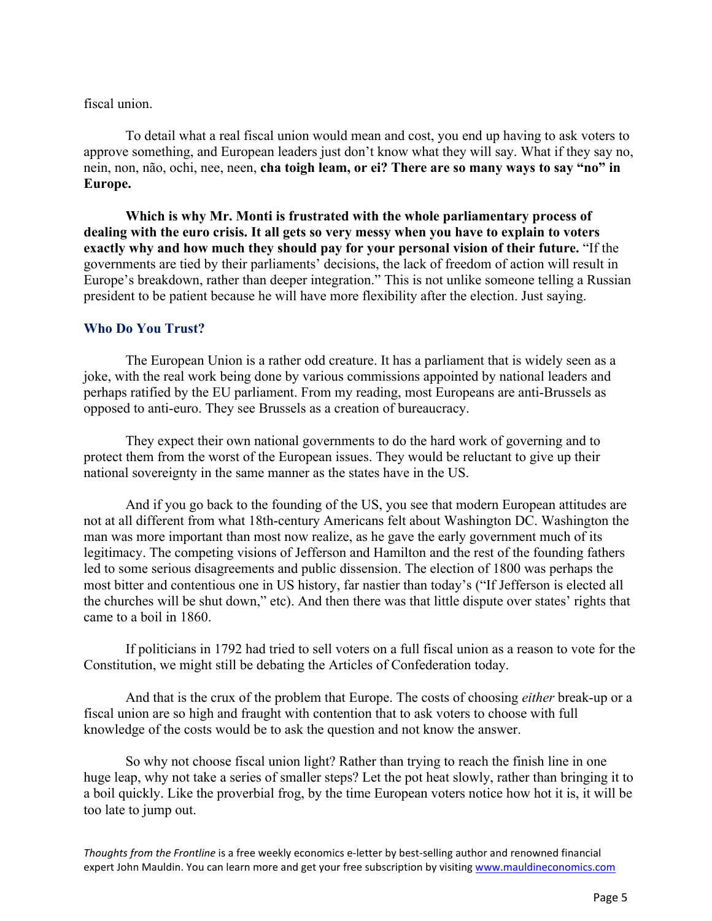fiscal union.

To detail what a real fiscal union would mean and cost, you end up having to ask voters to approve something, and European leaders just don't know what they will say. What if they say no, nein, non, não, ochi, nee, neen, **cha toigh leam, or ei? There are so many ways to say "no" in Europe.**

**Which is why Mr. Monti is frustrated with the whole parliamentary process of dealing with the euro crisis. It all gets so very messy when you have to explain to voters exactly why and how much they should pay for your personal vision of their future.** "If the governments are tied by their parliaments' decisions, the lack of freedom of action will result in Europe's breakdown, rather than deeper integration." This is not unlike someone telling a Russian president to be patient because he will have more flexibility after the election. Just saying.

### Who Do You Trust?

The European Union is a rather odd creature. It has a parliament that is widely seen as a joke, with the real work being done by various commissions appointed by national leaders and perhaps ratified by the EU parliament. From my reading, most Europeans are anti-Brussels as opposed to anti-euro. They see Brussels as a creation of bureaucracy.

They expect their own national governments to do the hard work of governing and to protect them from the worst of the European issues. They would be reluctant to give up their national sovereignty in the same manner as the states have in the US.

And if you go back to the founding of the US, you see that modern European attitudes are not at all different from what 18th-century Americans felt about Washington DC. Washington the man was more important than most now realize, as he gave the early government much of its legitimacy. The competing visions of Jefferson and Hamilton and the rest of the founding fathers led to some serious disagreements and public dissension. The election of 1800 was perhaps the most bitter and contentious one in US history, far nastier than today's ("If Jefferson is elected all the churches will be shut down," etc). And then there was that little dispute over states' rights that came to a boil in 1860.

If politicians in 1792 had tried to sell voters on a full fiscal union as a reason to vote for the Constitution, we might still be debating the Articles of Confederation today.

And that is the crux of the problem that Europe. The costs of choosing *either* break-up or a fiscal union are so high and fraught with contention that to ask voters to choose with full knowledge of the costs would be to ask the question and not know the answer.

So why not choose fiscal union light? Rather than trying to reach the finish line in one huge leap, why not take a series of smaller steps? Let the pot heat slowly, rather than bringing it to a boil quickly. Like the proverbial frog, by the time European voters notice how hot it is, it will be too late to jump out.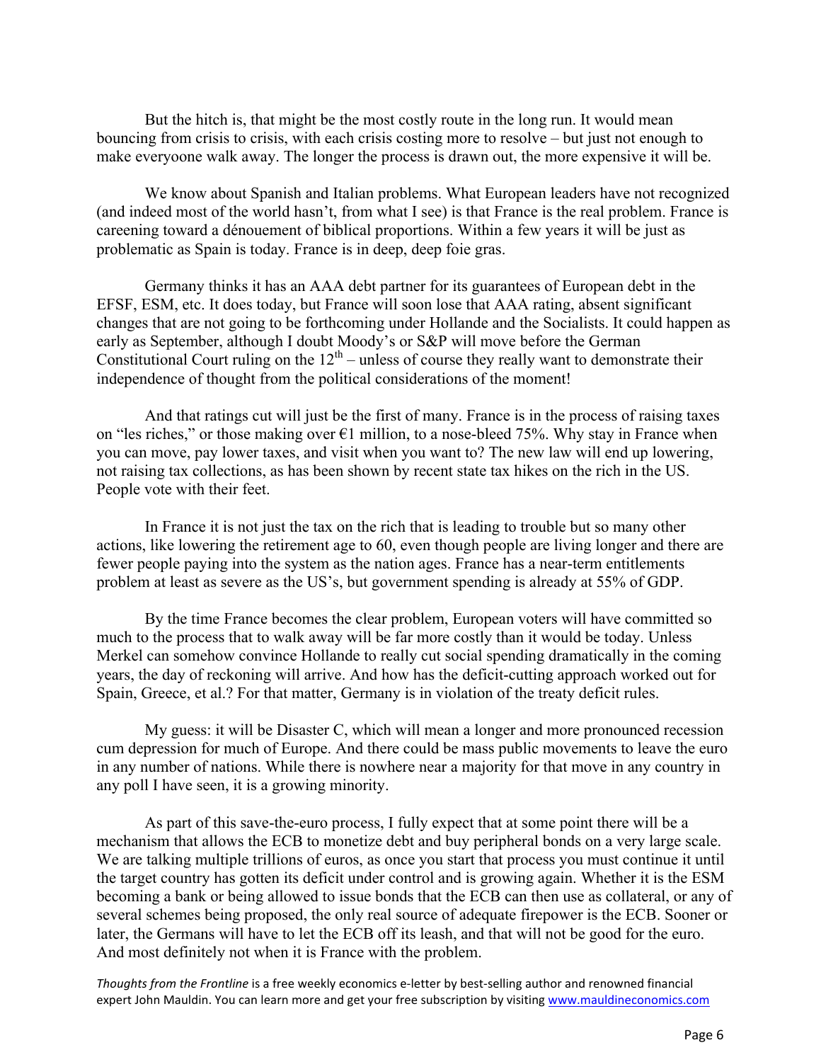But the hitch is, that might be the most costly route in the long run. It would mean bouncing from crisis to crisis, with each crisis costing more to resolve – but just not enough to make everyoone walk away. The longer the process is drawn out, the more expensive it will be.

We know about Spanish and Italian problems. What European leaders have not recognized (and indeed most of the world hasn't, from what I see) is that France is the real problem. France is careening toward a dénouement of biblical proportions. Within a few years it will be just as problematic as Spain is today. France is in deep, deep foie gras.

Germany thinks it has an AAA debt partner for its guarantees of European debt in the EFSF, ESM, etc. It does today, but France will soon lose that AAA rating, absent significant changes that are not going to be forthcoming under Hollande and the Socialists. It could happen as early as September, although I doubt Moody's or S&P will move before the German Constitutional Court ruling on the 12th – unless of course they really want to demonstrate their independence of thought from the political considerations of the moment!

And that ratings cut will just be the first of many. France is in the process of raising taxes on "les riches," or those making over €1 million, to a nose-bleed 75%. Why stay in France when you can move, pay lower taxes, and visit when you want to? The new law will end up lowering, not raising tax collections, as has been shown by recent state tax hikes on the rich in the US. People vote with their feet.

In France it is not just the tax on the rich that is leading to trouble but so many other actions, like lowering the retirement age to 60, even though people are living longer and there are fewer people paying into the system as the nation ages. France has a near-term entitlements problem at least as severe as the US's, but government spending is already at 55% of GDP.

By the time France becomes the clear problem, European voters will have committed so much to the process that to walk away will be far more costly than it would be today. Unless Merkel can somehow convince Hollande to really cut social spending dramatically in the coming years, the day of reckoning will arrive. And how has the deficit-cutting approach worked out for Spain, Greece, et al.? For that matter, Germany is in violation of the treaty deficit rules.

My guess: it will be Disaster C, which will mean a longer and more pronounced recession cum depression for much of Europe. And there could be mass public movements to leave the euro in any number of nations. While there is nowhere near a majority for that move in any country in any poll I have seen, it is a growing minority.

As part of this save-the-euro process, I fully expect that at some point there will be a mechanism that allows the ECB to monetize debt and buy peripheral bonds on a very large scale. We are talking multiple trillions of euros, as once you start that process you must continue it until the target country has gotten its deficit under control and is growing again. Whether it is the ESM becoming a bank or being allowed to issue bonds that the ECB can then use as collateral, or any of several schemes being proposed, the only real source of adequate firepower is the ECB. Sooner or later, the Germans will have to let the ECB off its leash, and that will not be good for the euro. And most definitely not when it is France with the problem.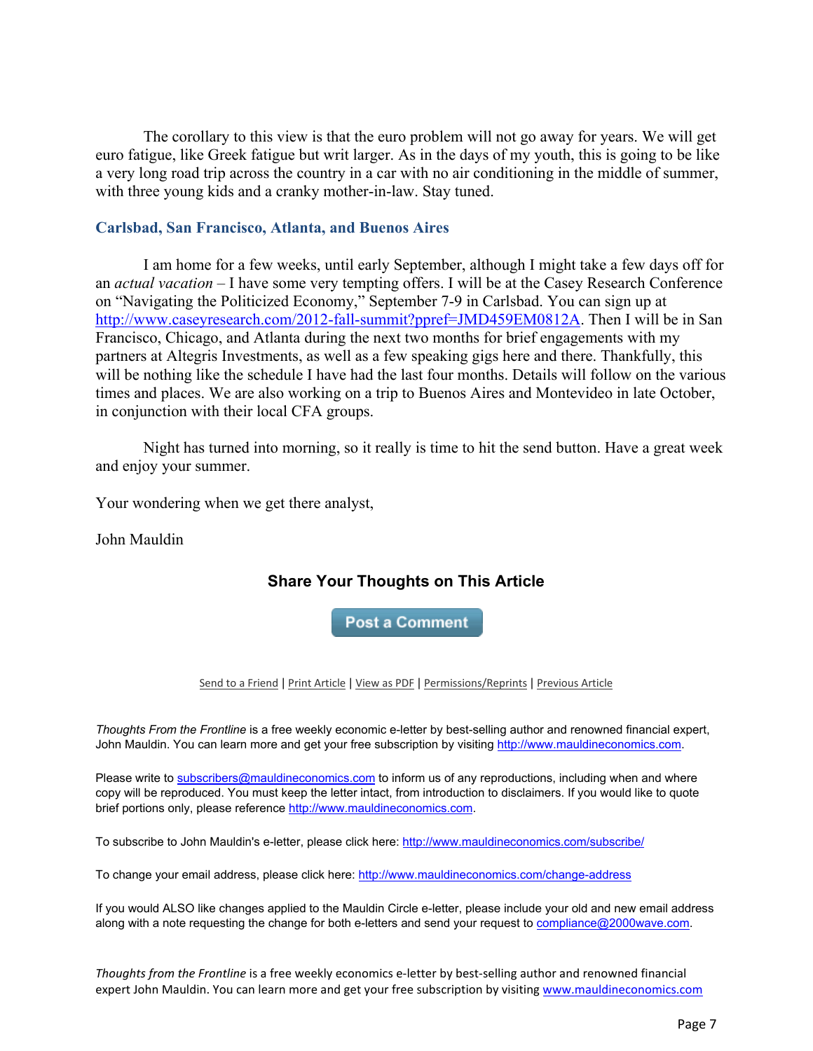The corollary to this view is that the euro problem will not go away for years. We will get euro fatigue, like Greek fatigue but writ larger. As in the days of my youth, this is going to be like a very long road trip across the country in a car with no air conditioning in the middle of summer, with three young kids and a cranky mother-in-law. Stay tuned.

### Carlsbad, San Francisco, Atlanta, and Buenos Aires

I am home for a few weeks, until early September, although I might take a few days off for an *actual vacation* – I have some very tempting offers. I will be at the Casey Research Conference on "Navigating the Politicized Economy," September 7-9 in Carlsbad. You can sign up at http://www.caseyresearch.com/2012-fall-summit?ppref=JMD459EM0812A. Then I will be in San Francisco, Chicago, and Atlanta during the next two months for brief engagements with my partners at Altegris Investments, as well as a few speaking gigs here and there. Thankfully, this will be nothing like the schedule I have had the last four months. Details will follow on the various times and places. We are also working on a trip to Buenos Aires and Montevideo in late October, in conjunction with their local CFA groups.

Night has turned into morning, so it really is time to hit the send button. Have a great week and enjoy your summer.

Your wondering when we get there analyst,

John Mauldin

### Share Your Thoughts on This Article

Post a Comment

Send to a Friend | Print Article | View as PDF | Permissions/Reprints | Previous Article

*Thoughts From the Frontline* is a free weekly economic e-letter by best-selling author and renowned financial expert, John Mauldin. You can learn more and get your free subscription by visiting http://www.mauldineconomics.com.

Please write to subscribers@mauldineconomics.com to inform us of any reproductions, including when and where copy will be reproduced. You must keep the letter intact, from introduction to disclaimers. If you would like to quote brief portions only, please reference http://www.mauldineconomics.com.

To subscribe to John Mauldin's e-letter, please click here: http://www.mauldineconomics.com/subscribe/

To change your email address, please click here: http://www.mauldineconomics.com/change-address

If you would ALSO like changes applied to the Mauldin Circle e-letter, please include your old and new email address along with a note requesting the change for both e-letters and send your request to compliance@2000wave.com.

*Thoughts from the Frontline* is a free weekly economics e-letter by best-selling author and renowned financial expert John Mauldin. You can learn more and get your free subscription by visiting www.mauldineconomics.com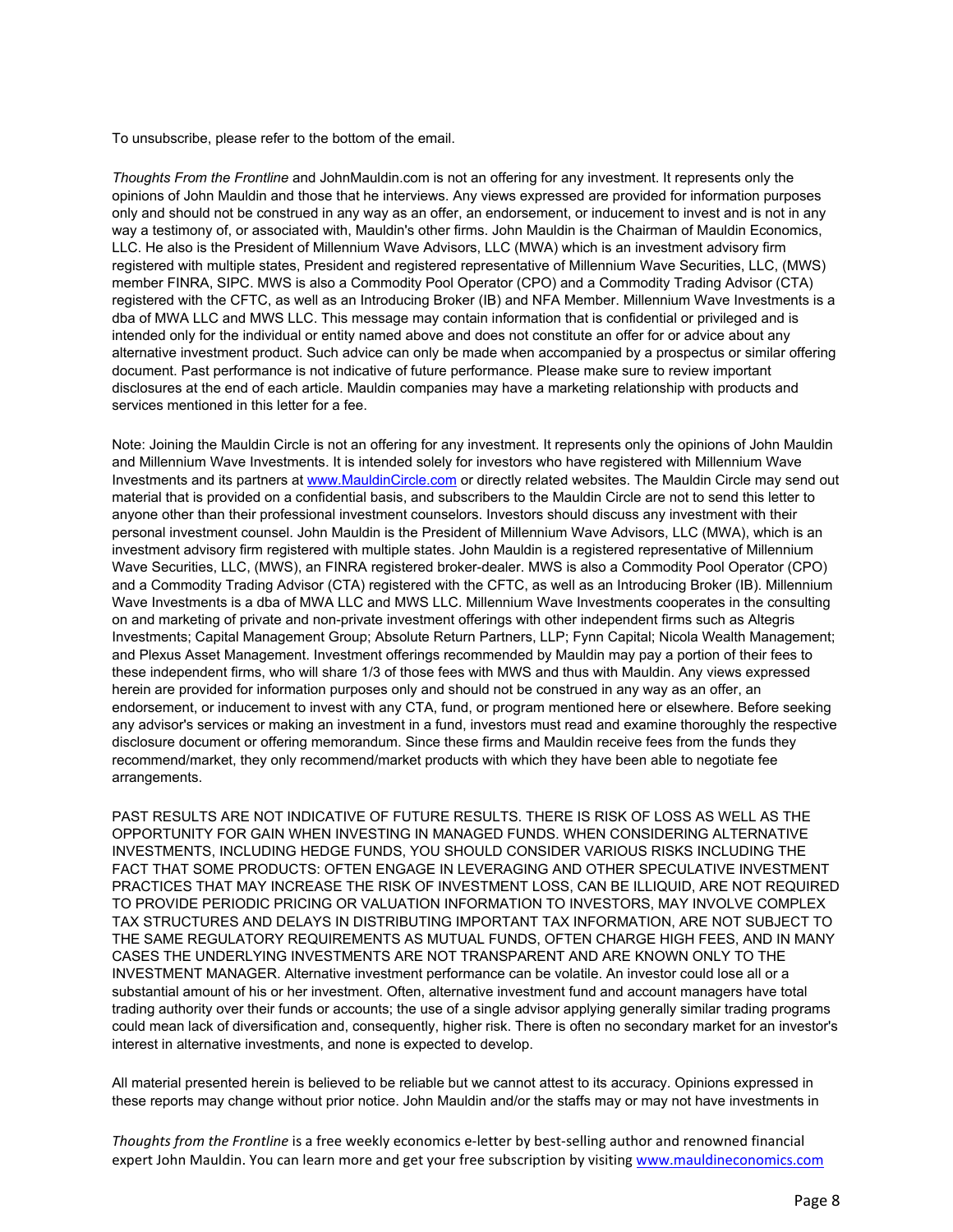To unsubscribe, please refer to the bottom of the email.

*Thoughts From the Frontline* and JohnMauldin.com is not an offering for any investment. It represents only the opinions of John Mauldin and those that he interviews. Any views expressed are provided for information purposes only and should not be construed in any way as an offer, an endorsement, or inducement to invest and is not in any way a testimony of, or associated with, Mauldin's other firms. John Mauldin is the Chairman of Mauldin Economics, LLC. He also is the President of Millennium Wave Advisors, LLC (MWA) which is an investment advisory firm registered with multiple states, President and registered representative of Millennium Wave Securities, LLC, (MWS) member FINRA, SIPC. MWS is also a Commodity Pool Operator (CPO) and a Commodity Trading Advisor (CTA) registered with the CFTC, as well as an Introducing Broker (IB) and NFA Member. Millennium Wave Investments is a dba of MWA LLC and MWS LLC. This message may contain information that is confidential or privileged and is intended only for the individual or entity named above and does not constitute an offer for or advice about any alternative investment product. Such advice can only be made when accompanied by a prospectus or similar offering document. Past performance is not indicative of future performance. Please make sure to review important disclosures at the end of each article. Mauldin companies may have a marketing relationship with products and services mentioned in this letter for a fee.

Note: Joining the Mauldin Circle is not an offering for any investment. It represents only the opinions of John Mauldin and Millennium Wave Investments. It is intended solely for investors who have registered with Millennium Wave Investments and its partners at www.MauldinCircle.com or directly related websites. The Mauldin Circle may send out material that is provided on a confidential basis, and subscribers to the Mauldin Circle are not to send this letter to anyone other than their professional investment counselors. Investors should discuss any investment with their personal investment counsel. John Mauldin is the President of Millennium Wave Advisors, LLC (MWA), which is an investment advisory firm registered with multiple states. John Mauldin is a registered representative of Millennium Wave Securities, LLC, (MWS), an FINRA registered broker-dealer. MWS is also a Commodity Pool Operator (CPO) and a Commodity Trading Advisor (CTA) registered with the CFTC, as well as an Introducing Broker (IB). Millennium Wave Investments is a dba of MWA LLC and MWS LLC. Millennium Wave Investments cooperates in the consulting on and marketing of private and non-private investment offerings with other independent firms such as Altegris Investments; Capital Management Group; Absolute Return Partners, LLP; Fynn Capital; Nicola Wealth Management; and Plexus Asset Management. Investment offerings recommended by Mauldin may pay a portion of their fees to these independent firms, who will share 1/3 of those fees with MWS and thus with Mauldin. Any views expressed herein are provided for information purposes only and should not be construed in any way as an offer, an endorsement, or inducement to invest with any CTA, fund, or program mentioned here or elsewhere. Before seeking any advisor's services or making an investment in a fund, investors must read and examine thoroughly the respective disclosure document or offering memorandum. Since these firms and Mauldin receive fees from the funds they recommend/market, they only recommend/market products with which they have been able to negotiate fee arrangements.

PAST RESULTS ARE NOT INDICATIVE OF FUTURE RESULTS. THERE IS RISK OF LOSS AS WELL AS THE OPPORTUNITY FOR GAIN WHEN INVESTING IN MANAGED FUNDS. WHEN CONSIDERING ALTERNATIVE INVESTMENTS, INCLUDING HEDGE FUNDS, YOU SHOULD CONSIDER VARIOUS RISKS INCLUDING THE FACT THAT SOME PRODUCTS: OFTEN ENGAGE IN LEVERAGING AND OTHER SPECULATIVE INVESTMENT PRACTICES THAT MAY INCREASE THE RISK OF INVESTMENT LOSS, CAN BE ILLIQUID, ARE NOT REQUIRED TO PROVIDE PERIODIC PRICING OR VALUATION INFORMATION TO INVESTORS, MAY INVOLVE COMPLEX TAX STRUCTURES AND DELAYS IN DISTRIBUTING IMPORTANT TAX INFORMATION, ARE NOT SUBJECT TO THE SAME REGULATORY REQUIREMENTS AS MUTUAL FUNDS, OFTEN CHARGE HIGH FEES, AND IN MANY CASES THE UNDERLYING INVESTMENTS ARE NOT TRANSPARENT AND ARE KNOWN ONLY TO THE INVESTMENT MANAGER. Alternative investment performance can be volatile. An investor could lose all or a substantial amount of his or her investment. Often, alternative investment fund and account managers have total trading authority over their funds or accounts; the use of a single advisor applying generally similar trading programs could mean lack of diversification and, consequently, higher risk. There is often no secondary market for an investor's interest in alternative investments, and none is expected to develop.

All material presented herein is believed to be reliable but we cannot attest to its accuracy. Opinions expressed in these reports may change without prior notice. John Mauldin and/or the staffs may or may not have investments in

*Thoughts from the Frontline* is a free weekly economics e-letter by best-selling author and renowned financial expert John Mauldin. You can learn more and get your free subscription by visiting www.mauldineconomics.com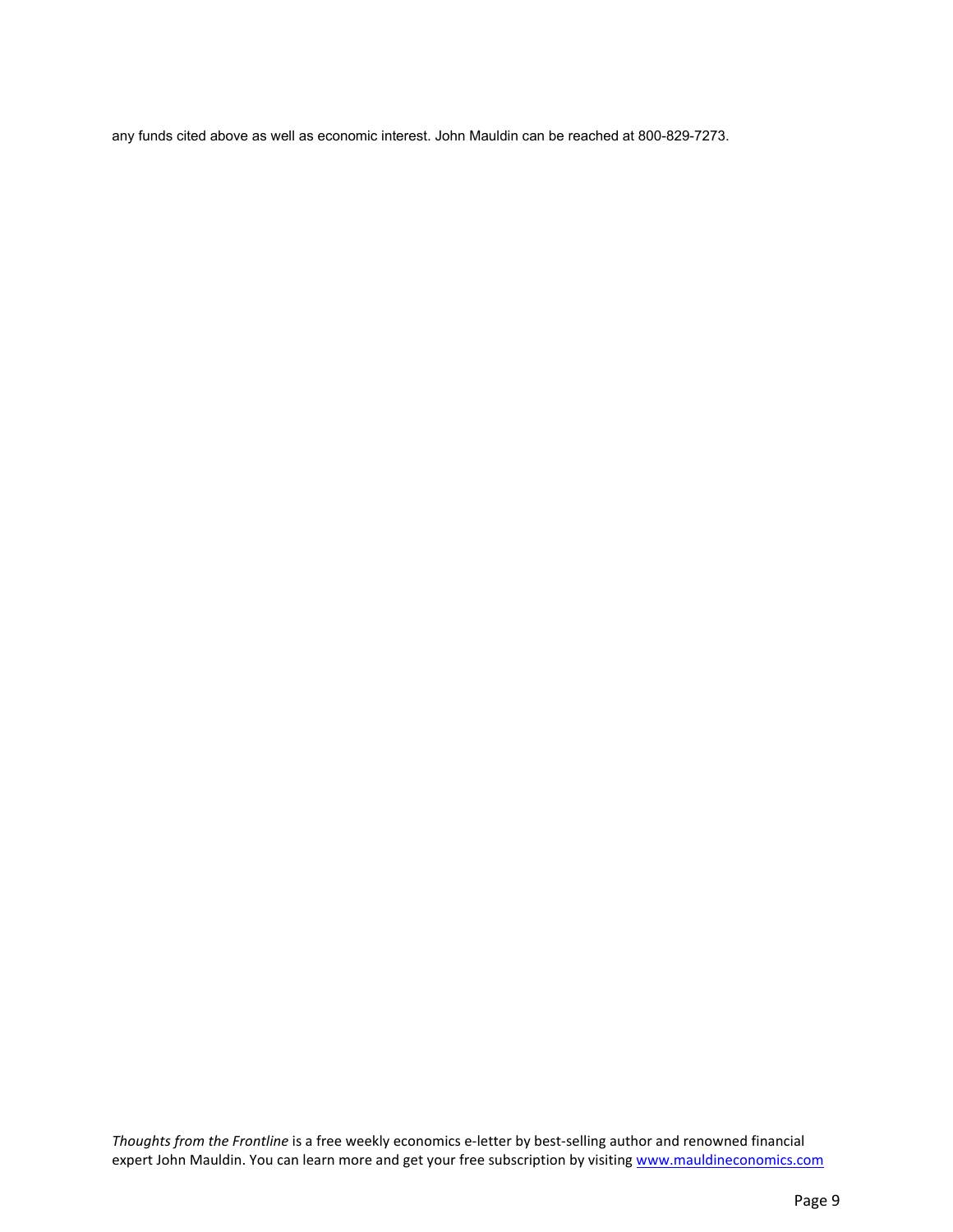any funds cited above as well as economic interest. John Mauldin can be reached at 800-829-7273.